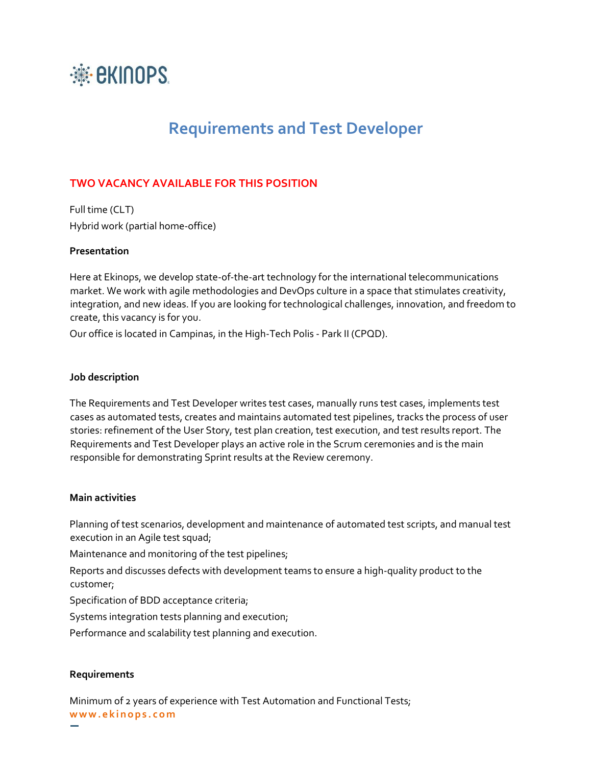# Requirements and Test Developer

**TWO VACANCY AVAILABLE FOR THIS POSITION**

Full time (CLT)

Hybrid work (partial home-office)

**Presentation**

Here at Ekinops, we develop state-of-the-art technology for the international telecommunications market. We work with agile methodologies and DevOps culture in a space that stimulates creativity, integration, and new ideas. If you are looking for technological challenges, innovation, and freedom to create, this vacancy is for you.

Our office is located in Campinas, in the High-Tech Polis - Park II (CPQD).

**Job description**

The Requirements and Test Developer writes test cases, manually runs test cases, implements test cases as automated tests, creates and maintains automated test pipelines, tracks the process of user stories: refinement of the User Story, test plan creation, test execution, and test results report. The Requirements and Test Developer plays an active role in the Scrum ceremonies and is the main responsible for demonstrating Sprint results at the Review ceremony.

**Main activities**

Planning of test scenarios, development and maintenance of automated test scripts, and manual test execution in an Agile test squad;

Maintenance and monitoring of the test pipelines;

Reports and discusses defects with development teams to ensure a high-quality product to the customer;

Specification of BDD acceptance criteria;

Systems integration tests planning and execution;

Performance and scalability test planning and execution.

**Requirements**

Minimum of 2 years of experience with Test Automation and Functional Tests;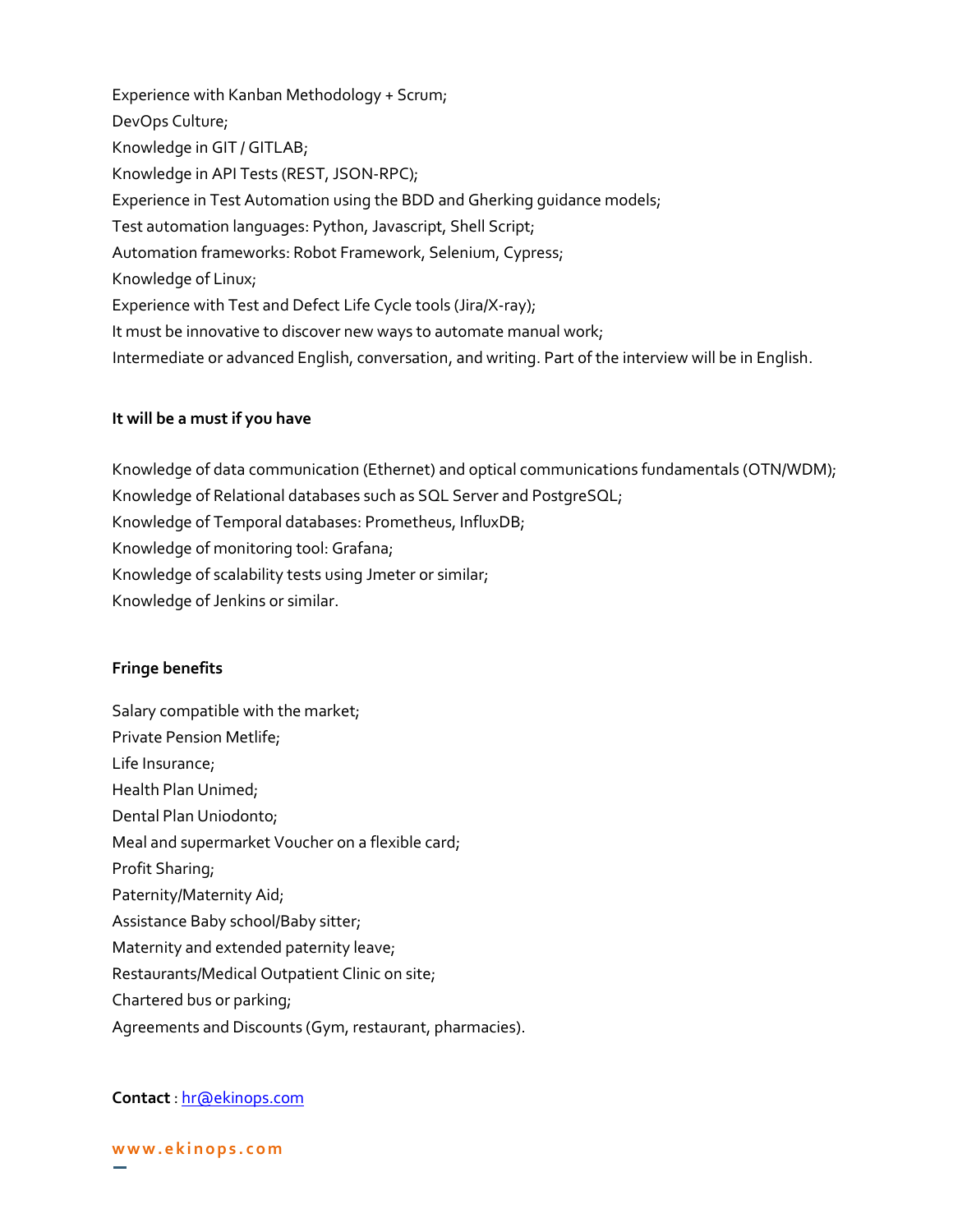Experience with Kanban Methodology + Scrum;

DevOps Culture;

Knowledge in GIT / GITLAB;

Knowledge in API Tests (REST, JSON-RPC);

Experience in Test Automation using the BDD and Gherking guidance models;

Test automation languages: Python, Javascript, Shell Script;

Automation frameworks: Robot Framework, Selenium, Cypress;

Knowledge of Linux;

Experience with Test and Defect Life Cycle tools (Jira/X-ray);

It must be innovative to discover new ways to automate manual work;

Intermediate or advanced English, conversation, and writing. Part of the interview will be in English.

**It will be a must if you have**

Knowledge of data communication (Ethernet) and optical communications fundamentals (OTN/WDM);

Knowledge of Relational databases such as SQL Server and PostgreSQL;

Knowledge of Temporal databases: Prometheus, InfluxDB;

Knowledge of monitoring tool: Grafana;

Knowledge of scalability tests using Jmeter or similar;

Knowledge of Jenkins or similar.

**Fringe benefits**

Salary compatible with the market;

Private Pension Metlife;

Life Insurance;

Health Plan Unimed;

Dental Plan Uniodonto;

Meal and supermarket Voucher on a flexible card;

Profit Sharing;

Paternity/Maternity Aid;

Assistance Baby school/Baby sitter;

Maternity and extended paternity leave;

Restaurants/Medical Outpatient Clinic on site;

Chartered bus or parking;

Agreements and Discounts (Gym, restaurant, pharmacies).

**Contact** : hr@ekinops.com

www.ekinops.com